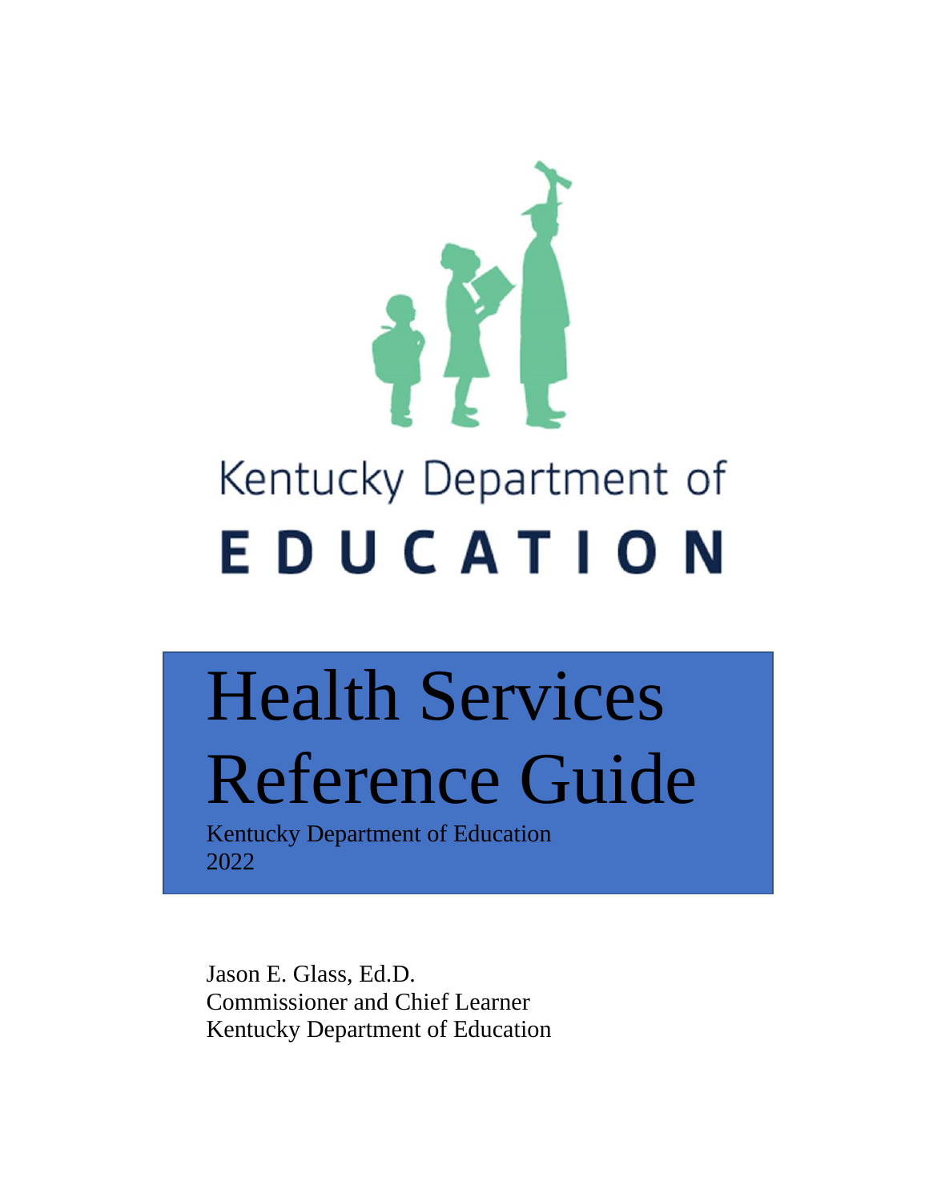Kentucky Department of

EDUCATION

# Health Services Reference Guide

Kentucky Department of Education
2022

Jason E. Glass, Ed.D.
Commissioner and Chief Learner
Kentucky Department of Education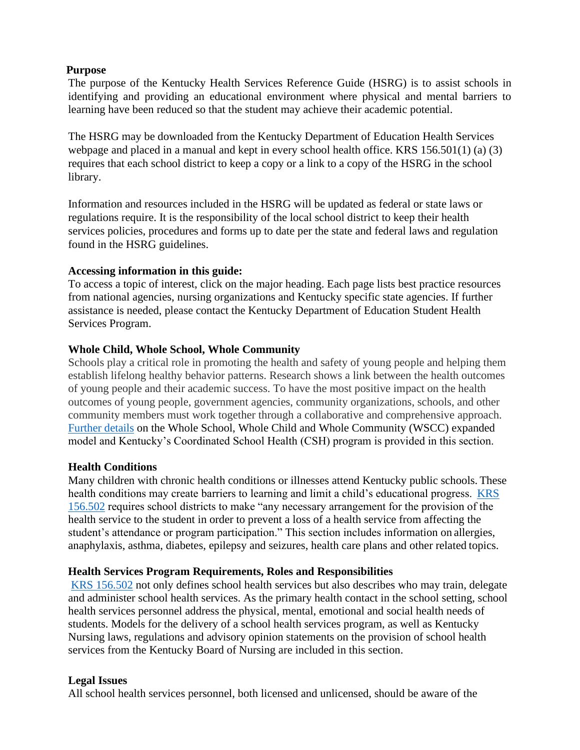**Purpose**

The purpose of the Kentucky Health Services Reference Guide (HSRG) is to assist schools in identifying and providing an educational environment where physical and mental barriers to learning have been reduced so that the student may achieve their academic potential.

The HSRG may be downloaded from the Kentucky Department of Education Health Services webpage and placed in a manual and kept in every school health office. KRS 156.501(1) (a) (3) requires that each school district to keep a copy or a link to a copy of the HSRG in the school library.

Information and resources included in the HSRG will be updated as federal or state laws or regulations require. It is the responsibility of the local school district to keep their health services policies, procedures and forms up to date per the state and federal laws and regulation found in the HSRG guidelines.

**Accessing information in this guide:**

To access a topic of interest, click on the major heading. Each page lists best practice resources from national agencies, nursing organizations and Kentucky specific state agencies. If further assistance is needed, please contact the Kentucky Department of Education Student Health Services Program.

**Whole Child, Whole School, Whole Community**

Schools play a critical role in promoting the health and safety of young people and helping them establish lifelong healthy behavior patterns. Research shows a link between the health outcomes of young people and their academic success. To have the most positive impact on the health outcomes of young people, government agencies, community organizations, schools, and other community members must work together through a collaborative and comprehensive approach. Further details on the Whole School, Whole Child and Whole Community (WSCC) expanded model and Kentucky's Coordinated School Health (CSH) program is provided in this section.

**Health Conditions**

Many children with chronic health conditions or illnesses attend Kentucky public schools. These health conditions may create barriers to learning and limit a child's educational progress. KRS 156.502 requires school districts to make "any necessary arrangement for the provision of the health service to the student in order to prevent a loss of a health service from affecting the student's attendance or program participation." This section includes information on allergies, anaphylaxis, asthma, diabetes, epilepsy and seizures, health care plans and other related topics.

**Health Services Program Requirements, Roles and Responsibilities**

KRS 156.502 not only defines school health services but also describes who may train, delegate and administer school health services. As the primary health contact in the school setting, school health services personnel address the physical, mental, emotional and social health needs of students. Models for the delivery of a school health services program, as well as Kentucky Nursing laws, regulations and advisory opinion statements on the provision of school health services from the Kentucky Board of Nursing are included in this section.

**Legal Issues**

All school health services personnel, both licensed and unlicensed, should be aware of the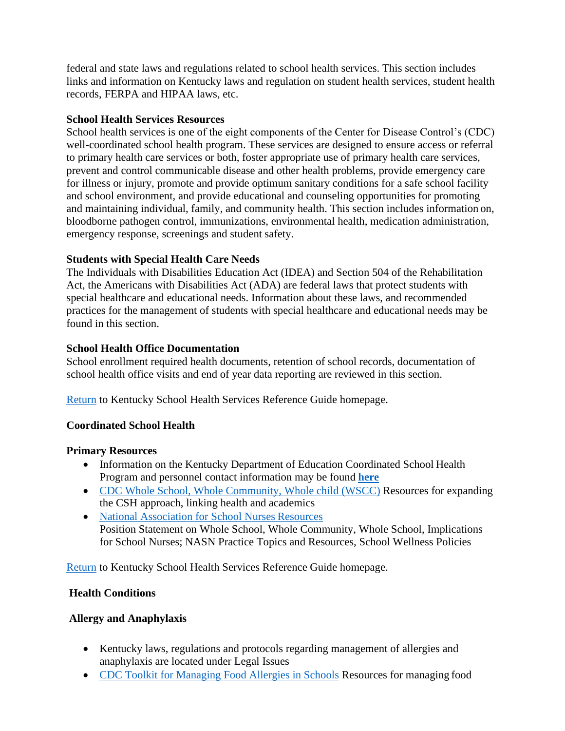federal and state laws and regulations related to school health services. This section includes links and information on Kentucky laws and regulation on student health services, student health records, FERPA and HIPAA laws, etc.

**School Health Services Resources**
School health services is one of the eight components of the Center for Disease Control's (CDC) well-coordinated school health program. These services are designed to ensure access or referral to primary health care services or both, foster appropriate use of primary health care services, prevent and control communicable disease and other health problems, provide emergency care for illness or injury, promote and provide optimum sanitary conditions for a safe school facility and school environment, and provide educational and counseling opportunities for promoting and maintaining individual, family, and community health. This section includes information on, bloodborne pathogen control, immunizations, environmental health, medication administration, emergency response, screenings and student safety.

**Students with Special Health Care Needs**
The Individuals with Disabilities Education Act (IDEA) and Section 504 of the Rehabilitation Act, the Americans with Disabilities Act (ADA) are federal laws that protect students with special healthcare and educational needs. Information about these laws, and recommended practices for the management of students with special healthcare and educational needs may be found in this section.

**School Health Office Documentation**
School enrollment required health documents, retention of school records, documentation of school health office visits and end of year data reporting are reviewed in this section.

Return to Kentucky School Health Services Reference Guide homepage.

## Coordinated School Health

**Primary Resources**

- Information on the Kentucky Department of Education Coordinated School Health Program and personnel contact information may be found **here**
- CDC Whole School, Whole Community, Whole child (WSCC) Resources for expanding the CSH approach, linking health and academics
- National Association for School Nurses Resources
  Position Statement on Whole School, Whole Community, Whole School, Implications for School Nurses; NASN Practice Topics and Resources, School Wellness Policies

Return to Kentucky School Health Services Reference Guide homepage.

## Health Conditions

### Allergy and Anaphylaxis

- Kentucky laws, regulations and protocols regarding management of allergies and anaphylaxis are located under Legal Issues
- CDC Toolkit for Managing Food Allergies in Schools Resources for managing food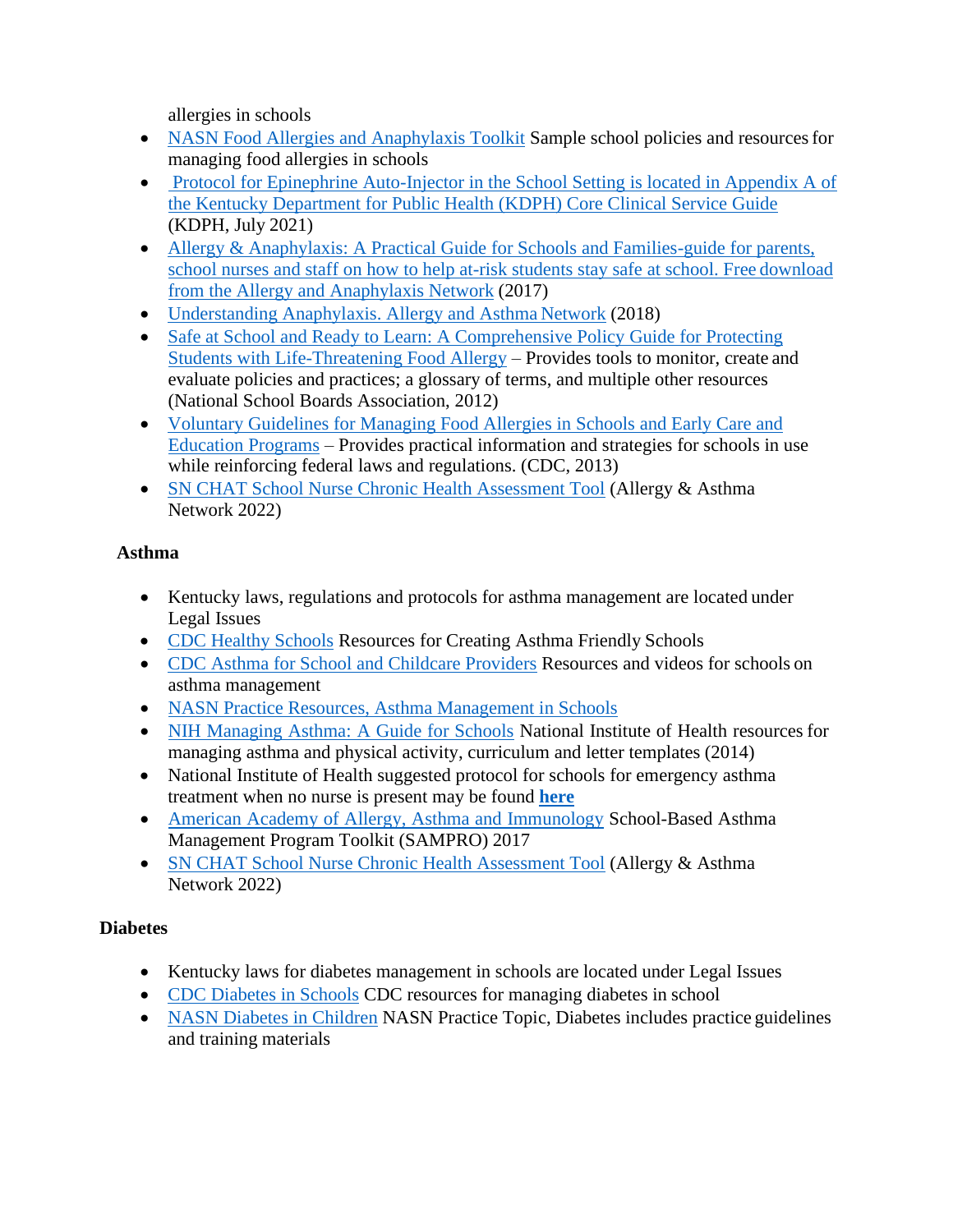allergies in schools

- NASN Food Allergies and Anaphylaxis Toolkit Sample school policies and resources for managing food allergies in schools
- Protocol for Epinephrine Auto-Injector in the School Setting is located in Appendix A of the Kentucky Department for Public Health (KDPH) Core Clinical Service Guide (KDPH, July 2021)
- Allergy & Anaphylaxis: A Practical Guide for Schools and Families-guide for parents, school nurses and staff on how to help at-risk students stay safe at school. Free download from the Allergy and Anaphylaxis Network (2017)
- Understanding Anaphylaxis. Allergy and Asthma Network (2018)
- Safe at School and Ready to Learn: A Comprehensive Policy Guide for Protecting Students with Life-Threatening Food Allergy – Provides tools to monitor, create and evaluate policies and practices; a glossary of terms, and multiple other resources (National School Boards Association, 2012)
- Voluntary Guidelines for Managing Food Allergies in Schools and Early Care and Education Programs – Provides practical information and strategies for schools in use while reinforcing federal laws and regulations. (CDC, 2013)
- SN CHAT School Nurse Chronic Health Assessment Tool (Allergy & Asthma Network 2022)

**Asthma**

- Kentucky laws, regulations and protocols for asthma management are located under Legal Issues
- CDC Healthy Schools Resources for Creating Asthma Friendly Schools
- CDC Asthma for School and Childcare Providers Resources and videos for schools on asthma management
- NASN Practice Resources, Asthma Management in Schools
- NIH Managing Asthma: A Guide for Schools National Institute of Health resources for managing asthma and physical activity, curriculum and letter templates (2014)
- National Institute of Health suggested protocol for schools for emergency asthma treatment when no nurse is present may be found **here**
- American Academy of Allergy, Asthma and Immunology School-Based Asthma Management Program Toolkit (SAMPRO) 2017
- SN CHAT School Nurse Chronic Health Assessment Tool (Allergy & Asthma Network 2022)

**Diabetes**

- Kentucky laws for diabetes management in schools are located under Legal Issues
- CDC Diabetes in Schools CDC resources for managing diabetes in school
- NASN Diabetes in Children NASN Practice Topic, Diabetes includes practice guidelines and training materials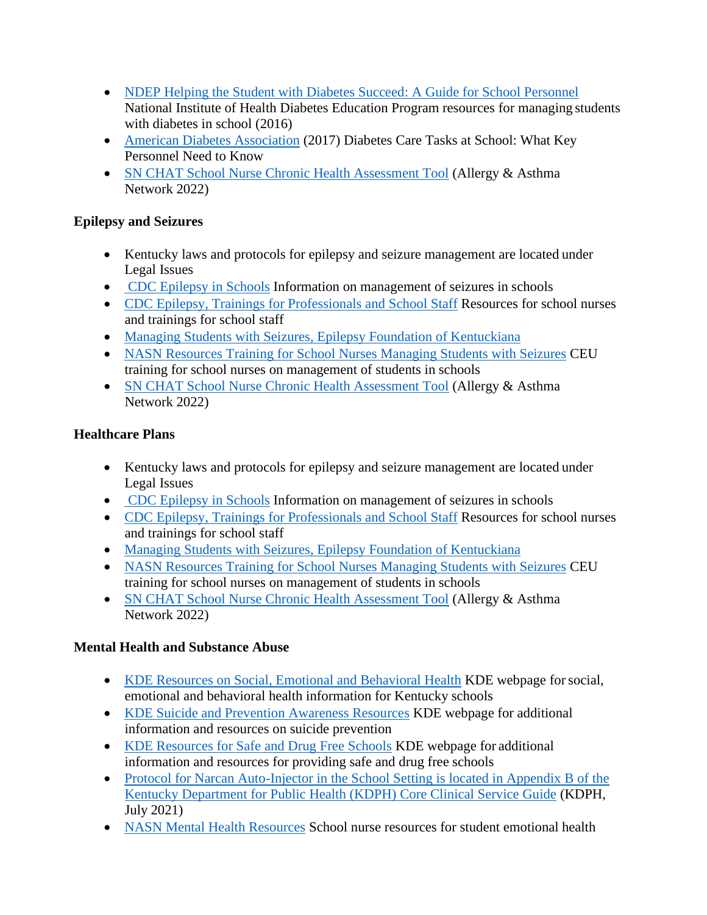- NDEP Helping the Student with Diabetes Succeed: A Guide for School Personnel National Institute of Health Diabetes Education Program resources for managing students with diabetes in school (2016)
- American Diabetes Association (2017) Diabetes Care Tasks at School: What Key Personnel Need to Know
- SN CHAT School Nurse Chronic Health Assessment Tool (Allergy & Asthma Network 2022)

**Epilepsy and Seizures**

- Kentucky laws and protocols for epilepsy and seizure management are located under Legal Issues
- CDC Epilepsy in Schools Information on management of seizures in schools
- CDC Epilepsy, Trainings for Professionals and School Staff Resources for school nurses and trainings for school staff
- Managing Students with Seizures, Epilepsy Foundation of Kentuckiana
- NASN Resources Training for School Nurses Managing Students with Seizures CEU training for school nurses on management of students in schools
- SN CHAT School Nurse Chronic Health Assessment Tool (Allergy & Asthma Network 2022)

**Healthcare Plans**

- Kentucky laws and protocols for epilepsy and seizure management are located under Legal Issues
- CDC Epilepsy in Schools Information on management of seizures in schools
- CDC Epilepsy, Trainings for Professionals and School Staff Resources for school nurses and trainings for school staff
- Managing Students with Seizures, Epilepsy Foundation of Kentuckiana
- NASN Resources Training for School Nurses Managing Students with Seizures CEU training for school nurses on management of students in schools
- SN CHAT School Nurse Chronic Health Assessment Tool (Allergy & Asthma Network 2022)

**Mental Health and Substance Abuse**

- KDE Resources on Social, Emotional and Behavioral Health KDE webpage for social, emotional and behavioral health information for Kentucky schools
- KDE Suicide and Prevention Awareness Resources KDE webpage for additional information and resources on suicide prevention
- KDE Resources for Safe and Drug Free Schools KDE webpage for additional information and resources for providing safe and drug free schools
- Protocol for Narcan Auto-Injector in the School Setting is located in Appendix B of the Kentucky Department for Public Health (KDPH) Core Clinical Service Guide (KDPH, July 2021)
- NASN Mental Health Resources School nurse resources for student emotional health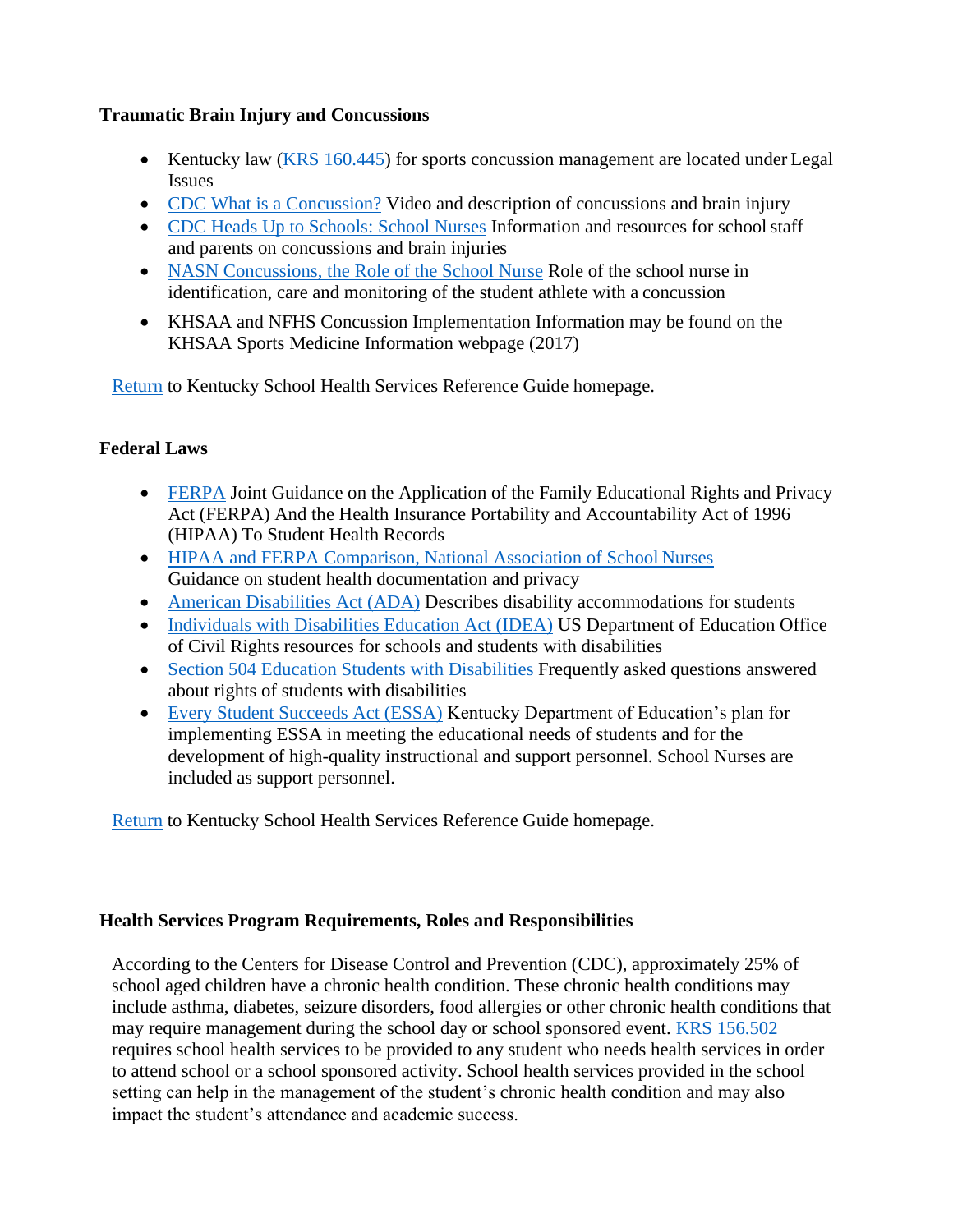**Traumatic Brain Injury and Concussions**

- Kentucky law (KRS 160.445) for sports concussion management are located under Legal Issues
- CDC What is a Concussion? Video and description of concussions and brain injury
- CDC Heads Up to Schools: School Nurses Information and resources for school staff and parents on concussions and brain injuries
- NASN Concussions, the Role of the School Nurse Role of the school nurse in identification, care and monitoring of the student athlete with a concussion
- KHSAA and NFHS Concussion Implementation Information may be found on the KHSAA Sports Medicine Information webpage (2017)

Return to Kentucky School Health Services Reference Guide homepage.

**Federal Laws**

- FERPA Joint Guidance on the Application of the Family Educational Rights and Privacy Act (FERPA) And the Health Insurance Portability and Accountability Act of 1996 (HIPAA) To Student Health Records
- HIPAA and FERPA Comparison, National Association of School Nurses Guidance on student health documentation and privacy
- American Disabilities Act (ADA) Describes disability accommodations for students
- Individuals with Disabilities Education Act (IDEA) US Department of Education Office of Civil Rights resources for schools and students with disabilities
- Section 504 Education Students with Disabilities Frequently asked questions answered about rights of students with disabilities
- Every Student Succeeds Act (ESSA) Kentucky Department of Education's plan for implementing ESSA in meeting the educational needs of students and for the development of high-quality instructional and support personnel. School Nurses are included as support personnel.

Return to Kentucky School Health Services Reference Guide homepage.

**Health Services Program Requirements, Roles and Responsibilities**

According to the Centers for Disease Control and Prevention (CDC), approximately 25% of school aged children have a chronic health condition. These chronic health conditions may include asthma, diabetes, seizure disorders, food allergies or other chronic health conditions that may require management during the school day or school sponsored event. KRS 156.502 requires school health services to be provided to any student who needs health services in order to attend school or a school sponsored activity. School health services provided in the school setting can help in the management of the student's chronic health condition and may also impact the student's attendance and academic success.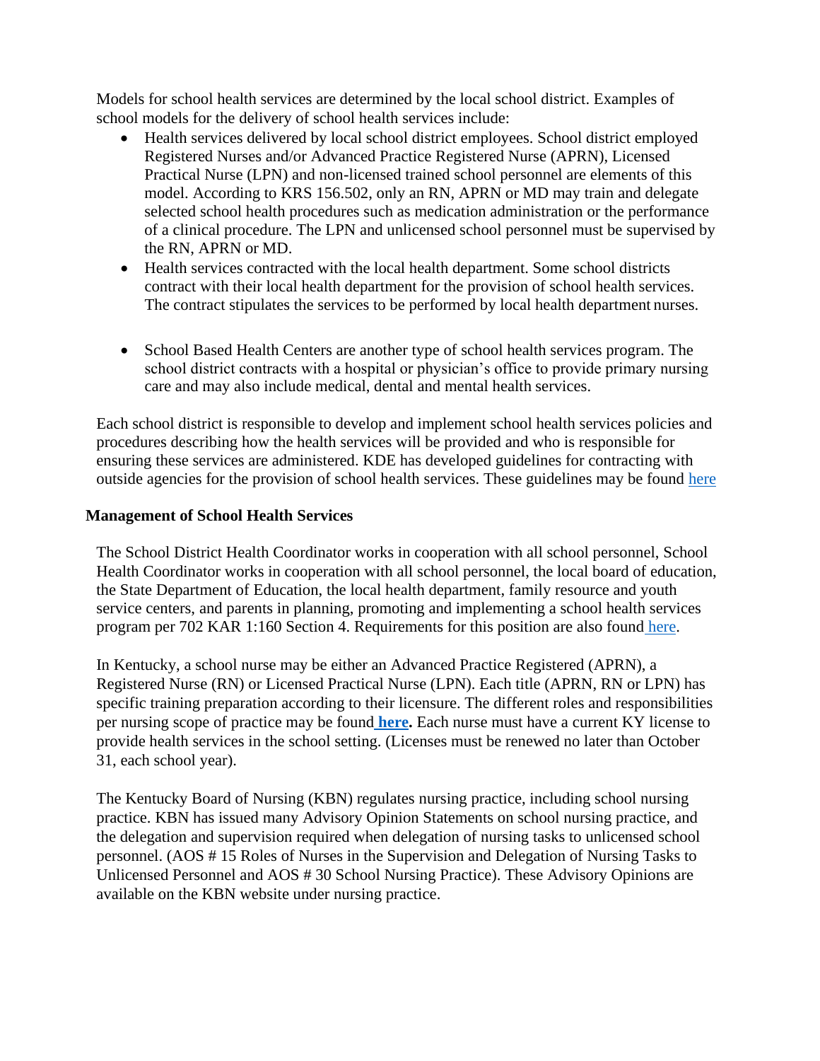Models for school health services are determined by the local school district. Examples of school models for the delivery of school health services include:

- Health services delivered by local school district employees. School district employed Registered Nurses and/or Advanced Practice Registered Nurse (APRN), Licensed Practical Nurse (LPN) and non-licensed trained school personnel are elements of this model. According to KRS 156.502, only an RN, APRN or MD may train and delegate selected school health procedures such as medication administration or the performance of a clinical procedure. The LPN and unlicensed school personnel must be supervised by the RN, APRN or MD.
- Health services contracted with the local health department. Some school districts contract with their local health department for the provision of school health services. The contract stipulates the services to be performed by local health department nurses.
- School Based Health Centers are another type of school health services program. The school district contracts with a hospital or physician's office to provide primary nursing care and may also include medical, dental and mental health services.

Each school district is responsible to develop and implement school health services policies and procedures describing how the health services will be provided and who is responsible for ensuring these services are administered. KDE has developed guidelines for contracting with outside agencies for the provision of school health services. These guidelines may be found here

**Management of School Health Services**

The School District Health Coordinator works in cooperation with all school personnel, School Health Coordinator works in cooperation with all school personnel, the local board of education, the State Department of Education, the local health department, family resource and youth service centers, and parents in planning, promoting and implementing a school health services program per 702 KAR 1:160 Section 4. Requirements for this position are also found here.

In Kentucky, a school nurse may be either an Advanced Practice Registered (APRN), a Registered Nurse (RN) or Licensed Practical Nurse (LPN). Each title (APRN, RN or LPN) has specific training preparation according to their licensure. The different roles and responsibilities per nursing scope of practice may be found **here.** Each nurse must have a current KY license to provide health services in the school setting. (Licenses must be renewed no later than October 31, each school year).

The Kentucky Board of Nursing (KBN) regulates nursing practice, including school nursing practice. KBN has issued many Advisory Opinion Statements on school nursing practice, and the delegation and supervision required when delegation of nursing tasks to unlicensed school personnel. (AOS # 15 Roles of Nurses in the Supervision and Delegation of Nursing Tasks to Unlicensed Personnel and AOS # 30 School Nursing Practice). These Advisory Opinions are available on the KBN website under nursing practice.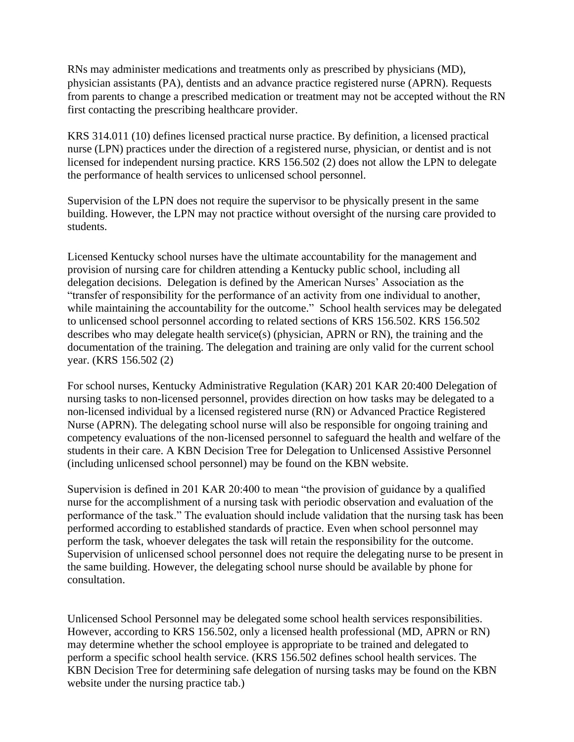RNs may administer medications and treatments only as prescribed by physicians (MD), physician assistants (PA), dentists and an advance practice registered nurse (APRN). Requests from parents to change a prescribed medication or treatment may not be accepted without the RN first contacting the prescribing healthcare provider.

KRS 314.011 (10) defines licensed practical nurse practice. By definition, a licensed practical nurse (LPN) practices under the direction of a registered nurse, physician, or dentist and is not licensed for independent nursing practice. KRS 156.502 (2) does not allow the LPN to delegate the performance of health services to unlicensed school personnel.

Supervision of the LPN does not require the supervisor to be physically present in the same building. However, the LPN may not practice without oversight of the nursing care provided to students.

Licensed Kentucky school nurses have the ultimate accountability for the management and provision of nursing care for children attending a Kentucky public school, including all delegation decisions. Delegation is defined by the American Nurses' Association as the "transfer of responsibility for the performance of an activity from one individual to another, while maintaining the accountability for the outcome." School health services may be delegated to unlicensed school personnel according to related sections of KRS 156.502. KRS 156.502 describes who may delegate health service(s) (physician, APRN or RN), the training and the documentation of the training. The delegation and training are only valid for the current school year. (KRS 156.502 (2)

For school nurses, Kentucky Administrative Regulation (KAR) 201 KAR 20:400 Delegation of nursing tasks to non-licensed personnel, provides direction on how tasks may be delegated to a non-licensed individual by a licensed registered nurse (RN) or Advanced Practice Registered Nurse (APRN). The delegating school nurse will also be responsible for ongoing training and competency evaluations of the non-licensed personnel to safeguard the health and welfare of the students in their care. A KBN Decision Tree for Delegation to Unlicensed Assistive Personnel (including unlicensed school personnel) may be found on the KBN website.

Supervision is defined in 201 KAR 20:400 to mean "the provision of guidance by a qualified nurse for the accomplishment of a nursing task with periodic observation and evaluation of the performance of the task." The evaluation should include validation that the nursing task has been performed according to established standards of practice. Even when school personnel may perform the task, whoever delegates the task will retain the responsibility for the outcome. Supervision of unlicensed school personnel does not require the delegating nurse to be present in the same building. However, the delegating school nurse should be available by phone for consultation.

Unlicensed School Personnel may be delegated some school health services responsibilities. However, according to KRS 156.502, only a licensed health professional (MD, APRN or RN) may determine whether the school employee is appropriate to be trained and delegated to perform a specific school health service. (KRS 156.502 defines school health services. The KBN Decision Tree for determining safe delegation of nursing tasks may be found on the KBN website under the nursing practice tab.)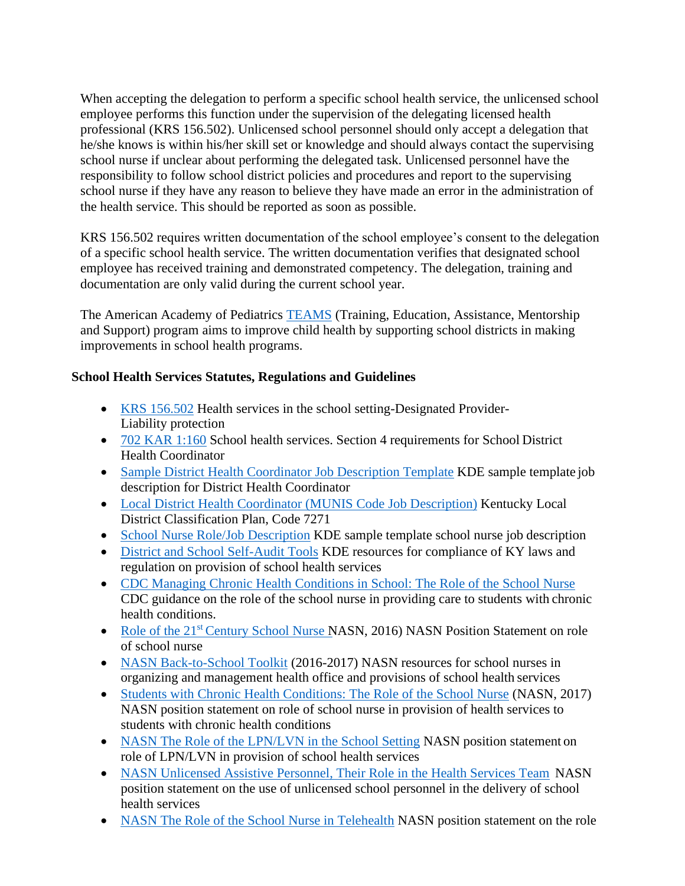When accepting the delegation to perform a specific school health service, the unlicensed school employee performs this function under the supervision of the delegating licensed health professional (KRS 156.502). Unlicensed school personnel should only accept a delegation that he/she knows is within his/her skill set or knowledge and should always contact the supervising school nurse if unclear about performing the delegated task. Unlicensed personnel have the responsibility to follow school district policies and procedures and report to the supervising school nurse if they have any reason to believe they have made an error in the administration of the health service. This should be reported as soon as possible.

KRS 156.502 requires written documentation of the school employee's consent to the delegation of a specific school health service. The written documentation verifies that designated school employee has received training and demonstrated competency. The delegation, training and documentation are only valid during the current school year.

The American Academy of Pediatrics TEAMS (Training, Education, Assistance, Mentorship and Support) program aims to improve child health by supporting school districts in making improvements in school health programs.

**School Health Services Statutes, Regulations and Guidelines**

- KRS 156.502 Health services in the school setting-Designated Provider-Liability protection
- 702 KAR 1:160 School health services. Section 4 requirements for School District Health Coordinator
- Sample District Health Coordinator Job Description Template KDE sample template job description for District Health Coordinator
- Local District Health Coordinator (MUNIS Code Job Description) Kentucky Local District Classification Plan, Code 7271
- School Nurse Role/Job Description KDE sample template school nurse job description
- District and School Self-Audit Tools KDE resources for compliance of KY laws and regulation on provision of school health services
- CDC Managing Chronic Health Conditions in School: The Role of the School Nurse CDC guidance on the role of the school nurse in providing care to students with chronic health conditions.
- Role of the 21st Century School Nurse NASN, 2016) NASN Position Statement on role of school nurse
- NASN Back-to-School Toolkit (2016-2017) NASN resources for school nurses in organizing and management health office and provisions of school health services
- Students with Chronic Health Conditions: The Role of the School Nurse (NASN, 2017) NASN position statement on role of school nurse in provision of health services to students with chronic health conditions
- NASN The Role of the LPN/LVN in the School Setting NASN position statement on role of LPN/LVN in provision of school health services
- NASN Unlicensed Assistive Personnel, Their Role in the Health Services Team NASN position statement on the use of unlicensed school personnel in the delivery of school health services
- NASN The Role of the School Nurse in Telehealth NASN position statement on the role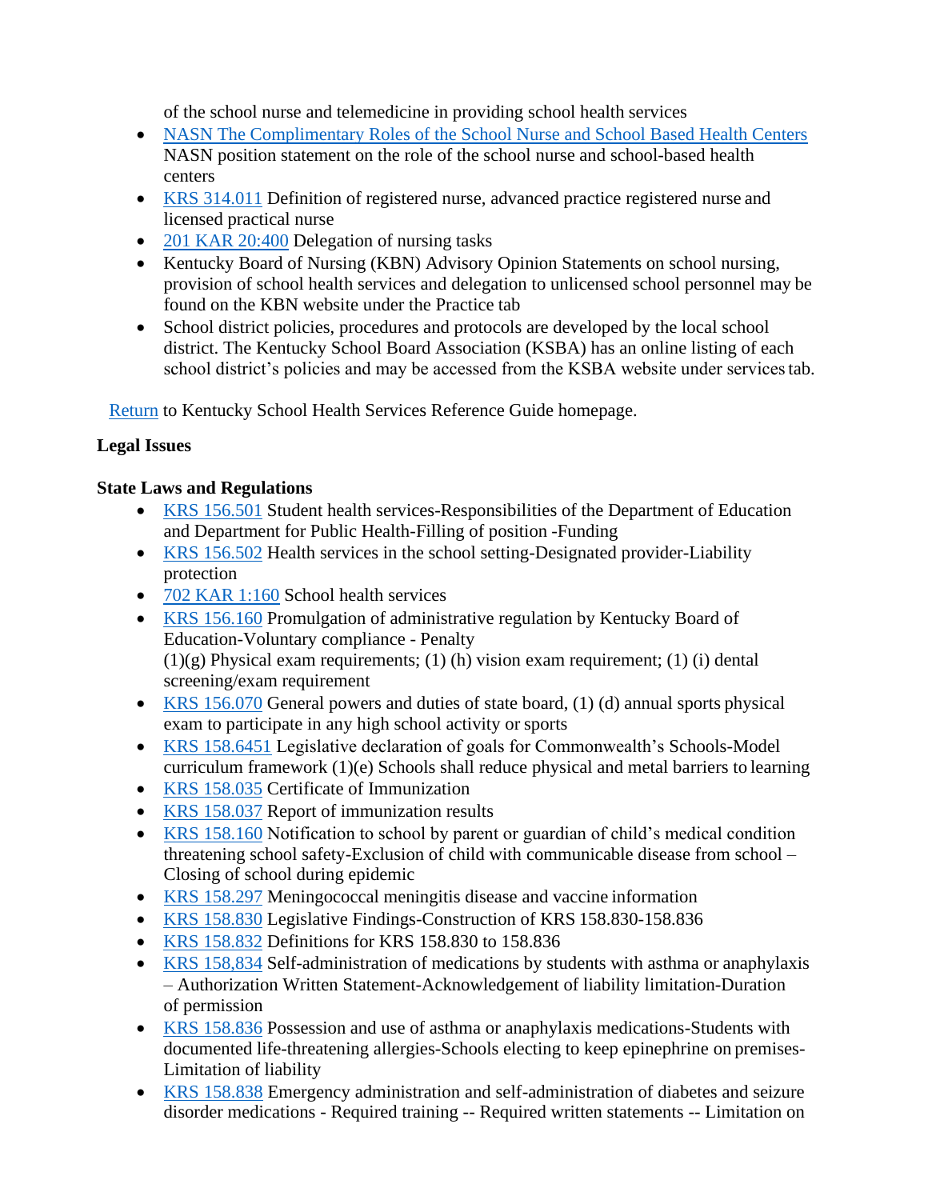of the school nurse and telemedicine in providing school health services

- NASN The Complimentary Roles of the School Nurse and School Based Health Centers NASN position statement on the role of the school nurse and school-based health centers
- KRS 314.011 Definition of registered nurse, advanced practice registered nurse and licensed practical nurse
- 201 KAR 20:400 Delegation of nursing tasks
- Kentucky Board of Nursing (KBN) Advisory Opinion Statements on school nursing, provision of school health services and delegation to unlicensed school personnel may be found on the KBN website under the Practice tab
- School district policies, procedures and protocols are developed by the local school district. The Kentucky School Board Association (KSBA) has an online listing of each school district's policies and may be accessed from the KSBA website under services tab.

Return to Kentucky School Health Services Reference Guide homepage.

**Legal Issues**

**State Laws and Regulations**

- KRS 156.501 Student health services-Responsibilities of the Department of Education and Department for Public Health-Filling of position -Funding
- KRS 156.502 Health services in the school setting-Designated provider-Liability protection
- 702 KAR 1:160 School health services
- KRS 156.160 Promulgation of administrative regulation by Kentucky Board of Education-Voluntary compliance - Penalty
  (1)(g) Physical exam requirements; (1) (h) vision exam requirement; (1) (i) dental screening/exam requirement
- KRS 156.070 General powers and duties of state board, (1) (d) annual sports physical exam to participate in any high school activity or sports
- KRS 158.6451 Legislative declaration of goals for Commonwealth's Schools-Model curriculum framework (1)(e) Schools shall reduce physical and metal barriers to learning
- KRS 158.035 Certificate of Immunization
- KRS 158.037 Report of immunization results
- KRS 158.160 Notification to school by parent or guardian of child's medical condition threatening school safety-Exclusion of child with communicable disease from school – Closing of school during epidemic
- KRS 158.297 Meningococcal meningitis disease and vaccine information
- KRS 158.830 Legislative Findings-Construction of KRS 158.830-158.836
- KRS 158.832 Definitions for KRS 158.830 to 158.836
- KRS 158,834 Self-administration of medications by students with asthma or anaphylaxis – Authorization Written Statement-Acknowledgement of liability limitation-Duration of permission
- KRS 158.836 Possession and use of asthma or anaphylaxis medications-Students with documented life-threatening allergies-Schools electing to keep epinephrine on premises-Limitation of liability
- KRS 158.838 Emergency administration and self-administration of diabetes and seizure disorder medications - Required training -- Required written statements -- Limitation on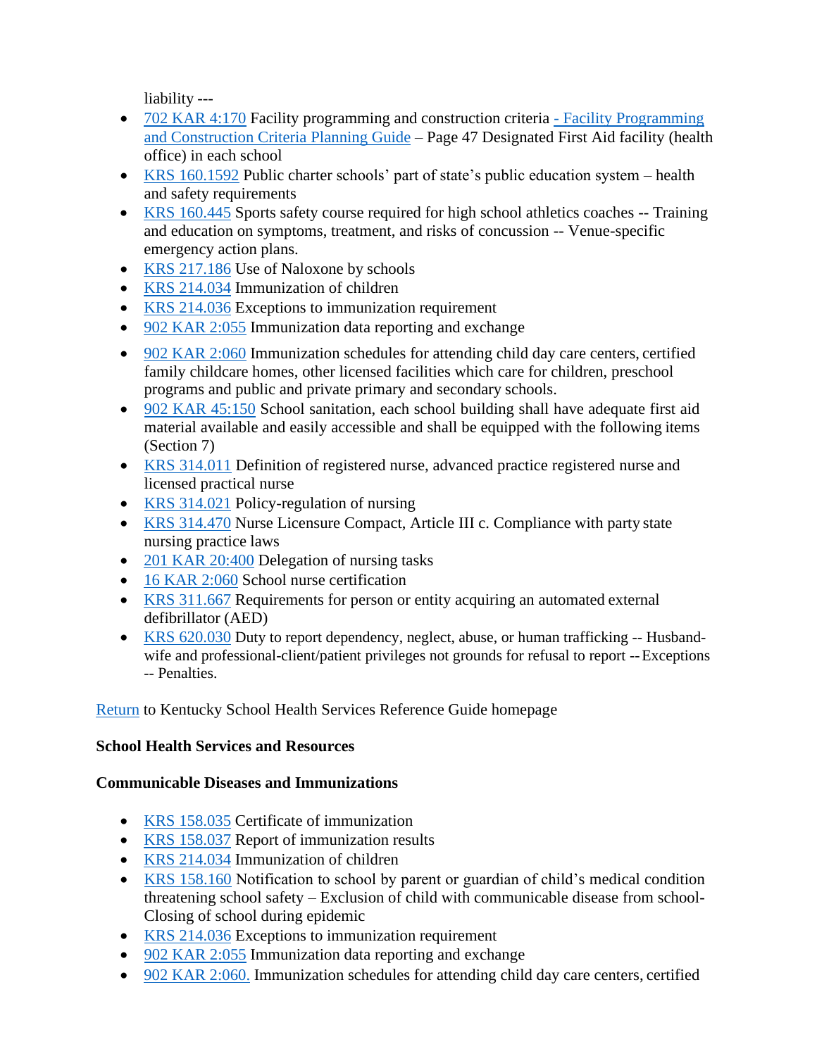liability ---

- 702 KAR 4:170 Facility programming and construction criteria - Facility Programming and Construction Criteria Planning Guide – Page 47 Designated First Aid facility (health office) in each school
- KRS 160.1592 Public charter schools' part of state's public education system – health and safety requirements
- KRS 160.445 Sports safety course required for high school athletics coaches -- Training and education on symptoms, treatment, and risks of concussion -- Venue-specific emergency action plans.
- KRS 217.186 Use of Naloxone by schools
- KRS 214.034 Immunization of children
- KRS 214.036 Exceptions to immunization requirement
- 902 KAR 2:055 Immunization data reporting and exchange
- 902 KAR 2:060 Immunization schedules for attending child day care centers, certified family childcare homes, other licensed facilities which care for children, preschool programs and public and private primary and secondary schools.
- 902 KAR 45:150 School sanitation, each school building shall have adequate first aid material available and easily accessible and shall be equipped with the following items (Section 7)
- KRS 314.011 Definition of registered nurse, advanced practice registered nurse and licensed practical nurse
- KRS 314.021 Policy-regulation of nursing
- KRS 314.470 Nurse Licensure Compact, Article III c. Compliance with party state nursing practice laws
- 201 KAR 20:400 Delegation of nursing tasks
- 16 KAR 2:060 School nurse certification
- KRS 311.667 Requirements for person or entity acquiring an automated external defibrillator (AED)
- KRS 620.030 Duty to report dependency, neglect, abuse, or human trafficking -- Husband-wife and professional-client/patient privileges not grounds for refusal to report -- Exceptions -- Penalties.

Return to Kentucky School Health Services Reference Guide homepage

**School Health Services and Resources**

**Communicable Diseases and Immunizations**

- KRS 158.035 Certificate of immunization
- KRS 158.037 Report of immunization results
- KRS 214.034 Immunization of children
- KRS 158.160 Notification to school by parent or guardian of child's medical condition threatening school safety – Exclusion of child with communicable disease from school- Closing of school during epidemic
- KRS 214.036 Exceptions to immunization requirement
- 902 KAR 2:055 Immunization data reporting and exchange
- 902 KAR 2:060. Immunization schedules for attending child day care centers, certified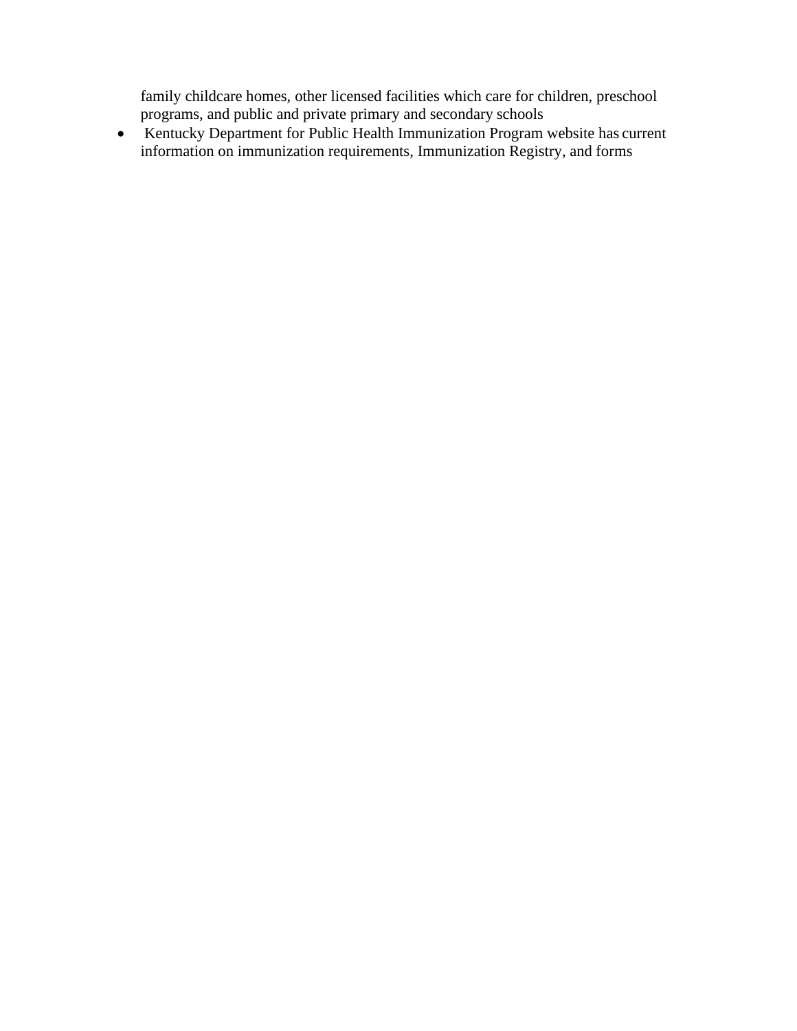family childcare homes, other licensed facilities which care for children, preschool programs, and public and private primary and secondary schools

- Kentucky Department for Public Health Immunization Program website has current information on immunization requirements, Immunization Registry, and forms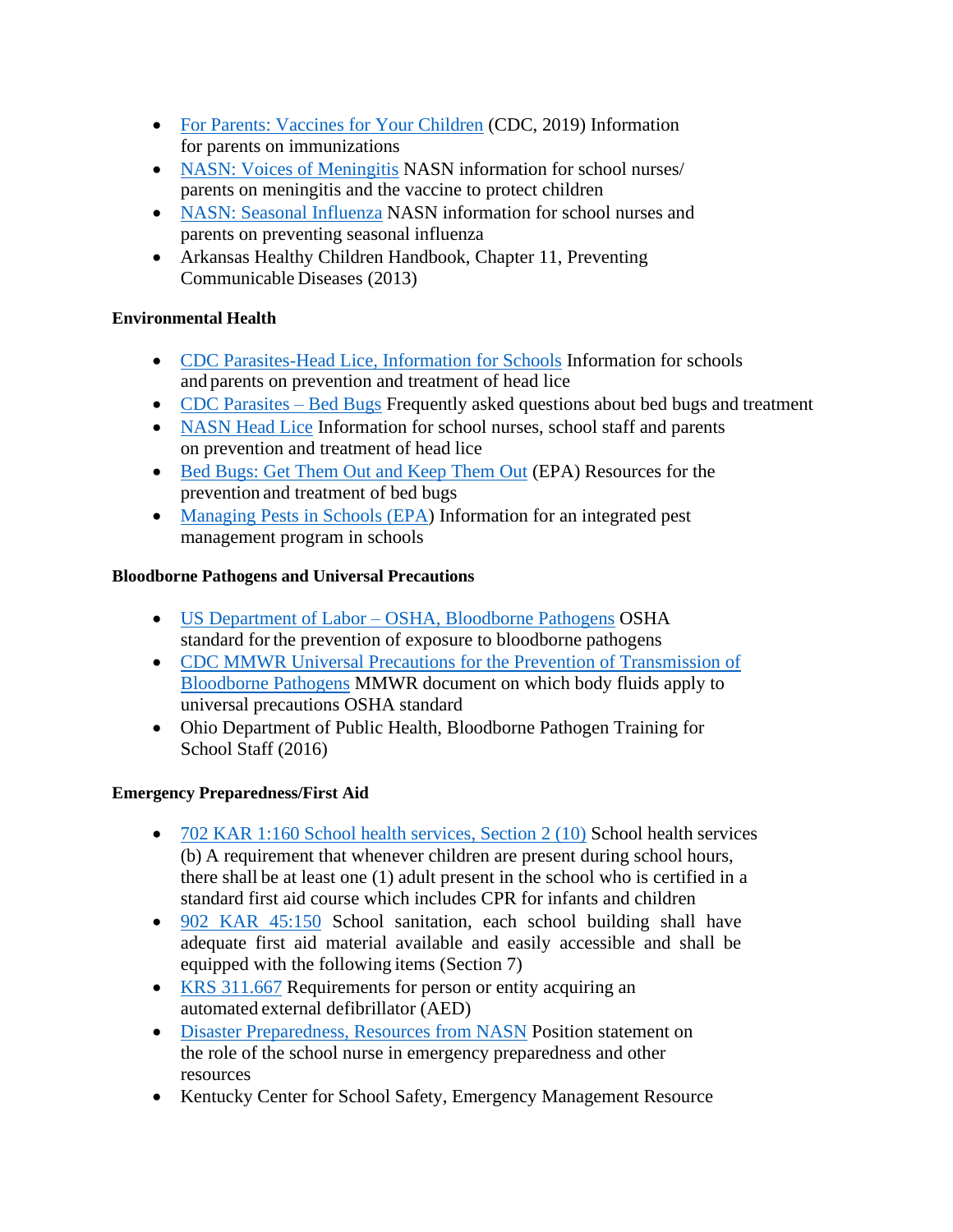- For Parents: Vaccines for Your Children (CDC, 2019) Information for parents on immunizations
- NASN: Voices of Meningitis NASN information for school nurses/ parents on meningitis and the vaccine to protect children
- NASN: Seasonal Influenza NASN information for school nurses and parents on preventing seasonal influenza
- Arkansas Healthy Children Handbook, Chapter 11, Preventing Communicable Diseases (2013)

**Environmental Health**

- CDC Parasites-Head Lice, Information for Schools Information for schools and parents on prevention and treatment of head lice
- CDC Parasites – Bed Bugs Frequently asked questions about bed bugs and treatment
- NASN Head Lice Information for school nurses, school staff and parents on prevention and treatment of head lice
- Bed Bugs: Get Them Out and Keep Them Out (EPA) Resources for the prevention and treatment of bed bugs
- Managing Pests in Schools (EPA) Information for an integrated pest management program in schools

**Bloodborne Pathogens and Universal Precautions**

- US Department of Labor – OSHA, Bloodborne Pathogens OSHA standard for the prevention of exposure to bloodborne pathogens
- CDC MMWR Universal Precautions for the Prevention of Transmission of Bloodborne Pathogens MMWR document on which body fluids apply to universal precautions OSHA standard
- Ohio Department of Public Health, Bloodborne Pathogen Training for School Staff (2016)

**Emergency Preparedness/First Aid**

- 702 KAR 1:160 School health services, Section 2 (10) School health services (b) A requirement that whenever children are present during school hours, there shall be at least one (1) adult present in the school who is certified in a standard first aid course which includes CPR for infants and children
- 902 KAR 45:150 School sanitation, each school building shall have adequate first aid material available and easily accessible and shall be equipped with the following items (Section 7)
- KRS 311.667 Requirements for person or entity acquiring an automated external defibrillator (AED)
- Disaster Preparedness, Resources from NASN Position statement on the role of the school nurse in emergency preparedness and other resources
- Kentucky Center for School Safety, Emergency Management Resource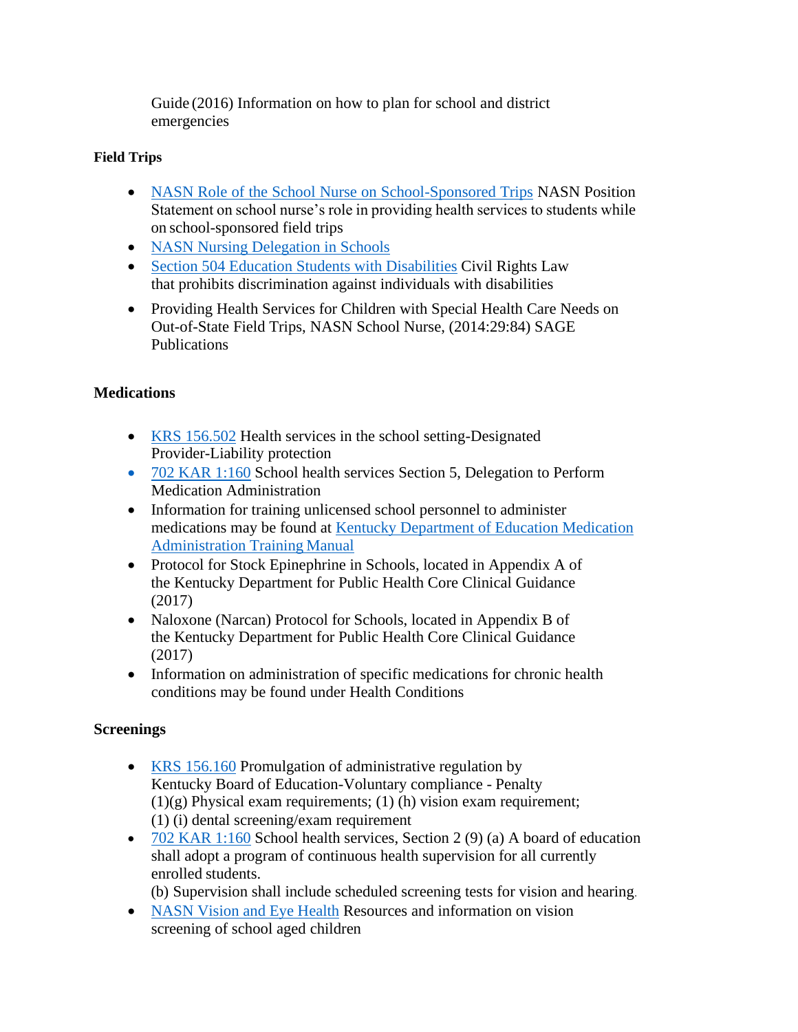Guide (2016) Information on how to plan for school and district emergencies

**Field Trips**

- NASN Role of the School Nurse on School-Sponsored Trips NASN Position Statement on school nurse's role in providing health services to students while on school-sponsored field trips
- NASN Nursing Delegation in Schools
- Section 504 Education Students with Disabilities Civil Rights Law that prohibits discrimination against individuals with disabilities
- Providing Health Services for Children with Special Health Care Needs on Out-of-State Field Trips, NASN School Nurse, (2014:29:84) SAGE Publications

**Medications**

- KRS 156.502 Health services in the school setting-Designated Provider-Liability protection
- 702 KAR 1:160 School health services Section 5, Delegation to Perform Medication Administration
- Information for training unlicensed school personnel to administer medications may be found at Kentucky Department of Education Medication Administration Training Manual
- Protocol for Stock Epinephrine in Schools, located in Appendix A of the Kentucky Department for Public Health Core Clinical Guidance (2017)
- Naloxone (Narcan) Protocol for Schools, located in Appendix B of the Kentucky Department for Public Health Core Clinical Guidance (2017)
- Information on administration of specific medications for chronic health conditions may be found under Health Conditions

**Screenings**

- KRS 156.160 Promulgation of administrative regulation by Kentucky Board of Education-Voluntary compliance - Penalty (1)(g) Physical exam requirements; (1) (h) vision exam requirement; (1) (i) dental screening/exam requirement
- 702 KAR 1:160 School health services, Section 2 (9) (a) A board of education shall adopt a program of continuous health supervision for all currently enrolled students.
  (b) Supervision shall include scheduled screening tests for vision and hearing.
- NASN Vision and Eye Health Resources and information on vision screening of school aged children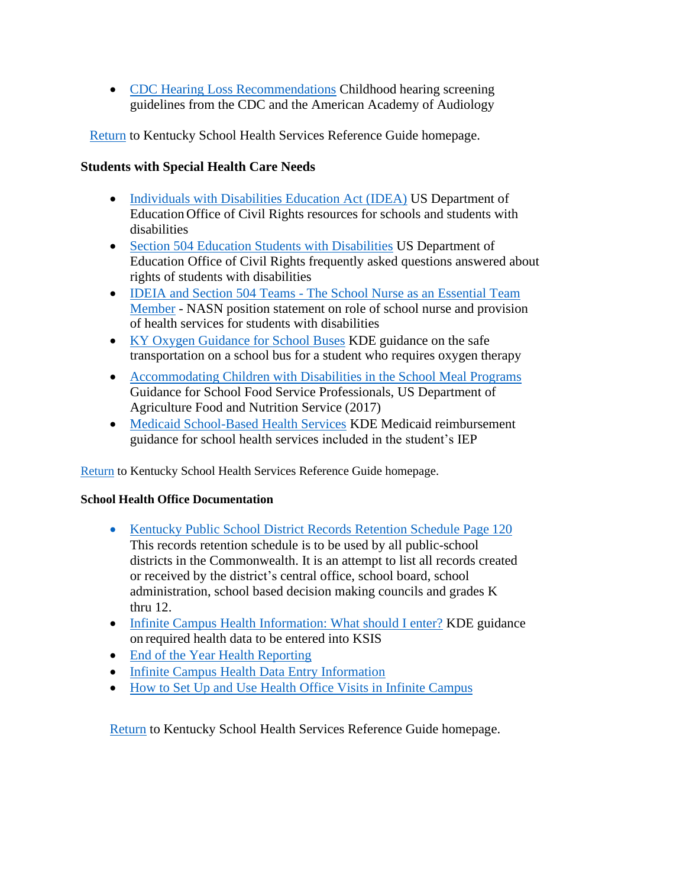- CDC Hearing Loss Recommendations Childhood hearing screening guidelines from the CDC and the American Academy of Audiology

Return to Kentucky School Health Services Reference Guide homepage.

**Students with Special Health Care Needs**

- Individuals with Disabilities Education Act (IDEA) US Department of Education Office of Civil Rights resources for schools and students with disabilities
- Section 504 Education Students with Disabilities US Department of Education Office of Civil Rights frequently asked questions answered about rights of students with disabilities
- IDEIA and Section 504 Teams - The School Nurse as an Essential Team Member - NASN position statement on role of school nurse and provision of health services for students with disabilities
- KY Oxygen Guidance for School Buses KDE guidance on the safe transportation on a school bus for a student who requires oxygen therapy
- Accommodating Children with Disabilities in the School Meal Programs Guidance for School Food Service Professionals, US Department of Agriculture Food and Nutrition Service (2017)
- Medicaid School-Based Health Services KDE Medicaid reimbursement guidance for school health services included in the student's IEP

Return to Kentucky School Health Services Reference Guide homepage.

**School Health Office Documentation**

- Kentucky Public School District Records Retention Schedule Page 120 This records retention schedule is to be used by all public-school districts in the Commonwealth. It is an attempt to list all records created or received by the district's central office, school board, school administration, school based decision making councils and grades K thru 12.
- Infinite Campus Health Information: What should I enter? KDE guidance on required health data to be entered into KSIS
- End of the Year Health Reporting
- Infinite Campus Health Data Entry Information
- How to Set Up and Use Health Office Visits in Infinite Campus

Return to Kentucky School Health Services Reference Guide homepage.